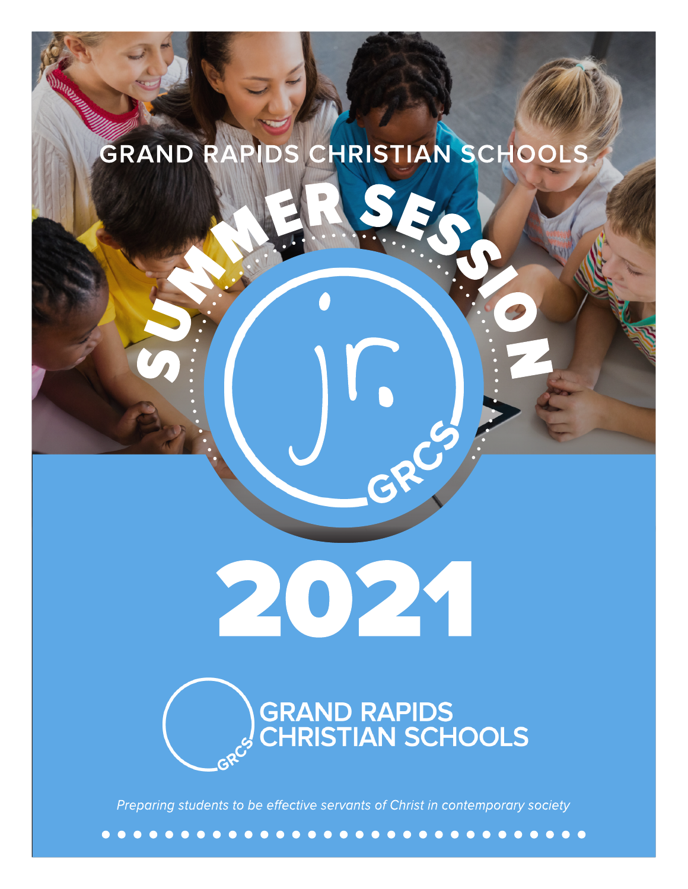GRAND RAPIDS CHRISTIAN SCHOOLS

# SUMMER SESSION

jr.

GRCS

# 2021

GRAND RAPIDS CHRISTIAN SCHOOLS

*Preparing students to be effective servants of Christ in contemporary society*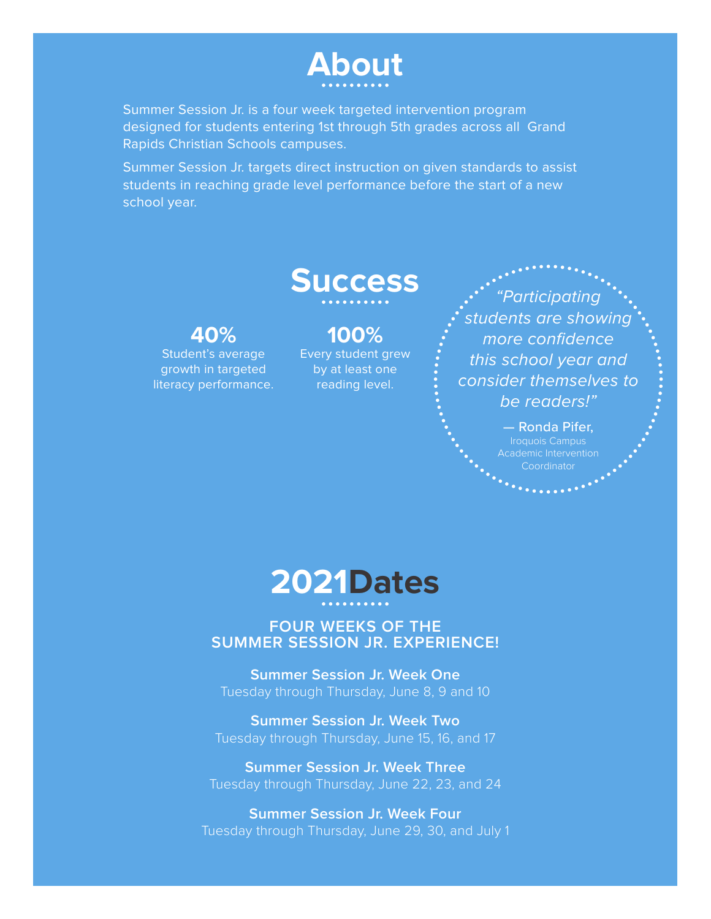# About

Summer Session Jr. is a four week targeted intervention program designed for students entering 1st through 5th grades across all Grand Rapids Christian Schools campuses.

Summer Session Jr. targets direct instruction on given standards to assist students in reaching grade level performance before the start of a new school year.

# Success

**40%**
Student's average growth in targeted literacy performance.

**100%**
Every student grew by at least one reading level.

*"Participating students are showing more confidence this school year and consider themselves to be readers!"*

**— Ronda Pifer,**
Iroquois Campus Academic Intervention Coordinator

# 2021Dates

**FOUR WEEKS OF THE SUMMER SESSION JR. EXPERIENCE!**

**Summer Session Jr. Week One**
Tuesday through Thursday, June 8, 9 and 10

**Summer Session Jr. Week Two**
Tuesday through Thursday, June 15, 16, and 17

**Summer Session Jr. Week Three**
Tuesday through Thursday, June 22, 23, and 24

**Summer Session Jr. Week Four**
Tuesday through Thursday, June 29, 30, and July 1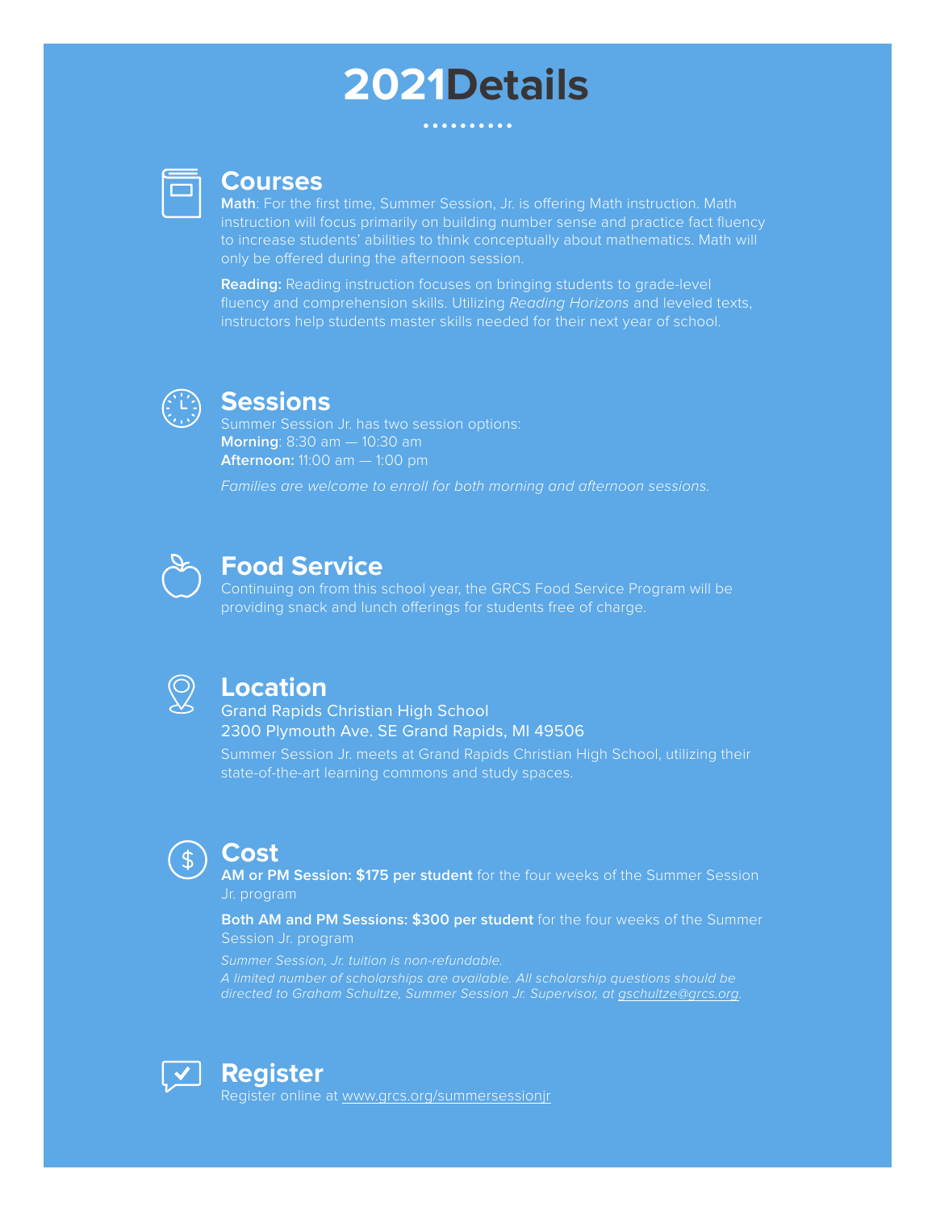# 2021Details

## Courses

**Math**: For the first time, Summer Session, Jr. is offering Math instruction. Math instruction will focus primarily on building number sense and practice fact fluency to increase students' abilities to think conceptually about mathematics. Math will only be offered during the afternoon session.

**Reading:** Reading instruction focuses on bringing students to grade-level fluency and comprehension skills. Utilizing *Reading Horizons* and leveled texts, instructors help students master skills needed for their next year of school.

## Sessions

Summer Session Jr. has two session options:
**Morning**: 8:30 am — 10:30 am
**Afternoon:** 11:00 am — 1:00 pm

*Families are welcome to enroll for both morning and afternoon sessions.*

## Food Service

Continuing on from this school year, the GRCS Food Service Program will be providing snack and lunch offerings for students free of charge.

## Location

Grand Rapids Christian High School
2300 Plymouth Ave. SE Grand Rapids, MI 49506

Summer Session Jr. meets at Grand Rapids Christian High School, utilizing their state-of-the-art learning commons and study spaces.

## Cost

**AM or PM Session: $175 per student** for the four weeks of the Summer Session Jr. program

**Both AM and PM Sessions: $300 per student** for the four weeks of the Summer Session Jr. program

*Summer Session, Jr. tuition is non-refundable.*
*A limited number of scholarships are available. All scholarship questions should be directed to Graham Schultze, Summer Session Jr. Supervisor, at gschultze@grcs.org.*

## Register

Register online at www.grcs.org/summersessionjr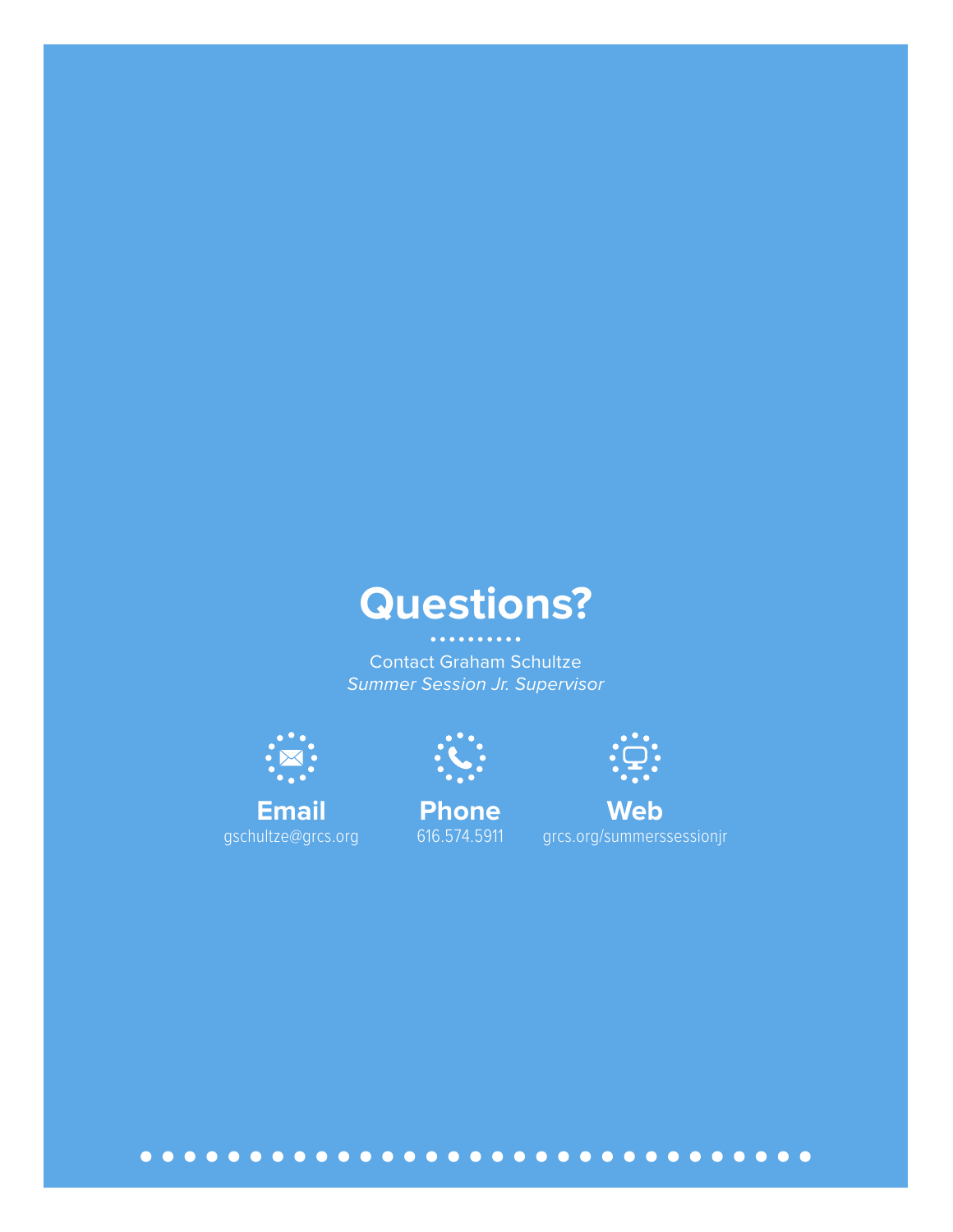# Questions?

Contact Graham Schultze
*Summer Session Jr. Supervisor*

**Email**
gschultze@grcs.org

**Phone**
616.574.5911

**Web**
grcs.org/summerssessionjr